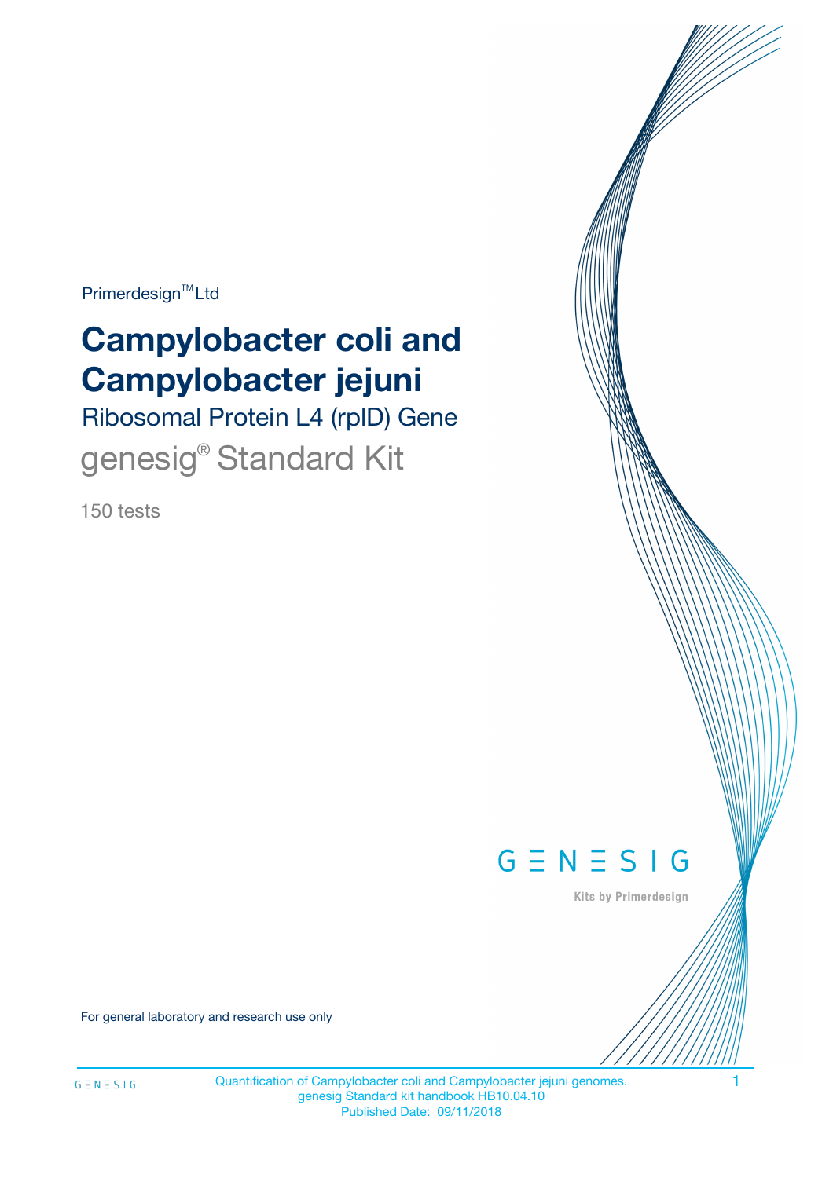Primerdesign™ Ltd

# Campylobacter coli and Campylobacter jejuni

## Ribosomal Protein L4 (rplD) Gene

## genesig® Standard Kit

150 tests

GENESIG

Kits by Primerdesign

For general laboratory and research use only

Quantification of Campylobacter coli and Campylobacter jejuni genomes.
genesig Standard kit handbook HB10.04.10
Published Date: 09/11/2018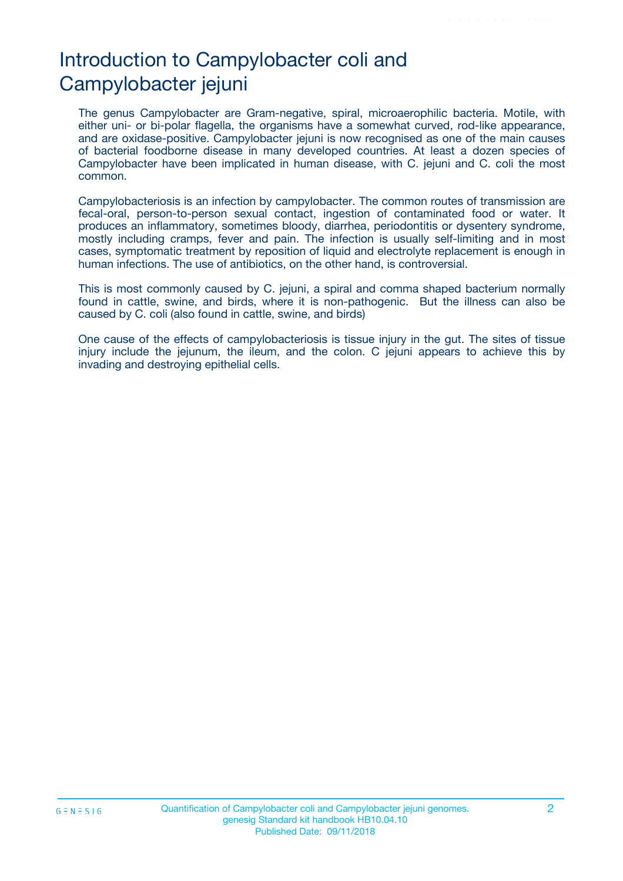# Introduction to Campylobacter coli and Campylobacter jejuni

The genus Campylobacter are Gram-negative, spiral, microaerophilic bacteria. Motile, with either uni- or bi-polar flagella, the organisms have a somewhat curved, rod-like appearance, and are oxidase-positive. Campylobacter jejuni is now recognised as one of the main causes of bacterial foodborne disease in many developed countries. At least a dozen species of Campylobacter have been implicated in human disease, with C. jejuni and C. coli the most common.

Campylobacteriosis is an infection by campylobacter. The common routes of transmission are fecal-oral, person-to-person sexual contact, ingestion of contaminated food or water. It produces an inflammatory, sometimes bloody, diarrhea, periodontitis or dysentery syndrome, mostly including cramps, fever and pain. The infection is usually self-limiting and in most cases, symptomatic treatment by reposition of liquid and electrolyte replacement is enough in human infections. The use of antibiotics, on the other hand, is controversial.

This is most commonly caused by C. jejuni, a spiral and comma shaped bacterium normally found in cattle, swine, and birds, where it is non-pathogenic. But the illness can also be caused by C. coli (also found in cattle, swine, and birds)

One cause of the effects of campylobacteriosis is tissue injury in the gut. The sites of tissue injury include the jejunum, the ileum, and the colon. C jejuni appears to achieve this by invading and destroying epithelial cells.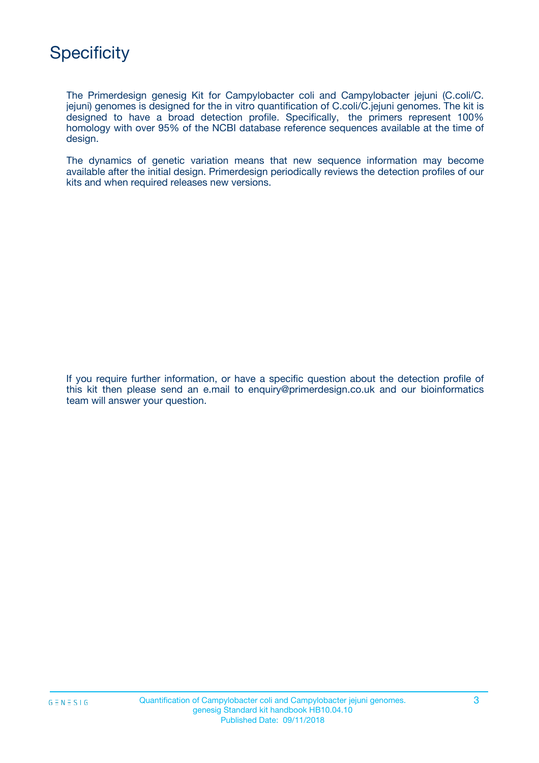# Specificity

The Primerdesign genesig Kit for Campylobacter coli and Campylobacter jejuni (C.coli/C.jejuni) genomes is designed for the in vitro quantification of C.coli/C.jejuni genomes. The kit is designed to have a broad detection profile. Specifically, the primers represent 100% homology with over 95% of the NCBI database reference sequences available at the time of design.

The dynamics of genetic variation means that new sequence information may become available after the initial design. Primerdesign periodically reviews the detection profiles of our kits and when required releases new versions.

If you require further information, or have a specific question about the detection profile of this kit then please send an e.mail to enquiry@primerdesign.co.uk and our bioinformatics team will answer your question.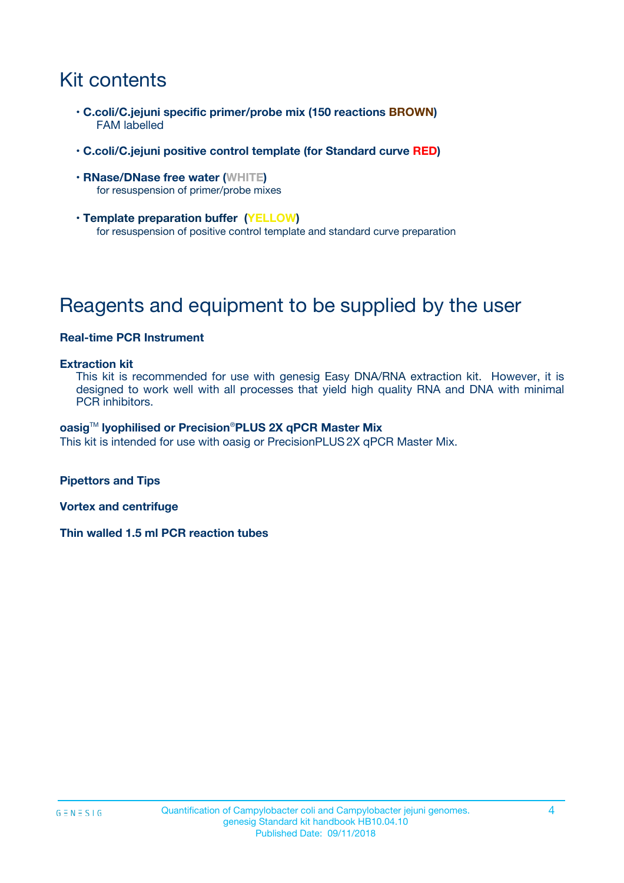# Kit contents

- **C.coli/C.jejuni specific primer/probe mix (150 reactions BROWN)**
  FAM labelled

- **C.coli/C.jejuni positive control template (for Standard curve RED)**

- **RNase/DNase free water (WHITE)**
  for resuspension of primer/probe mixes

- **Template preparation buffer (YELLOW)**
  for resuspension of positive control template and standard curve preparation

# Reagents and equipment to be supplied by the user

**Real-time PCR Instrument**

**Extraction kit**

This kit is recommended for use with genesig Easy DNA/RNA extraction kit. However, it is designed to work well with all processes that yield high quality RNA and DNA with minimal PCR inhibitors.

**oasig™ lyophilised or Precision®PLUS 2X qPCR Master Mix**

This kit is intended for use with oasig or PrecisionPLUS 2X qPCR Master Mix.

**Pipettors and Tips**

**Vortex and centrifuge**

**Thin walled 1.5 ml PCR reaction tubes**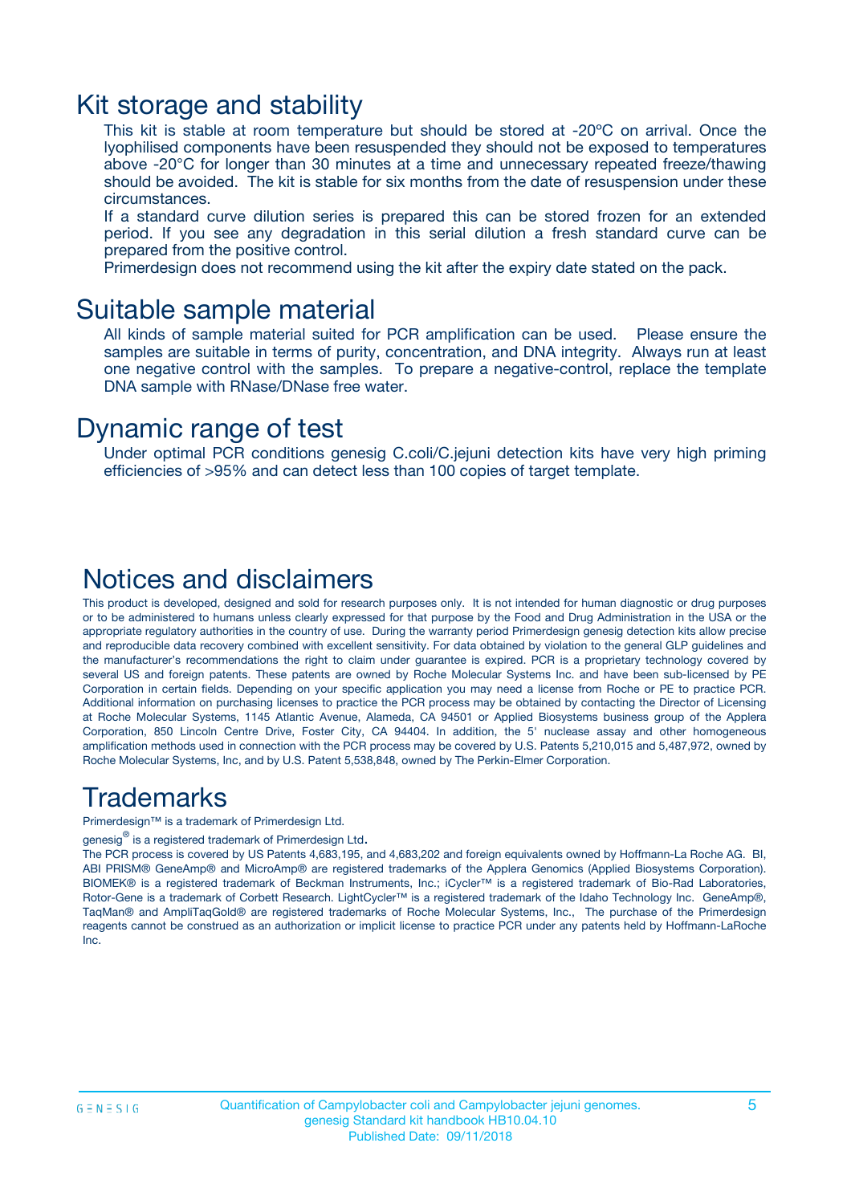## Kit storage and stability

This kit is stable at room temperature but should be stored at -20ºC on arrival. Once the lyophilised components have been resuspended they should not be exposed to temperatures above -20°C for longer than 30 minutes at a time and unnecessary repeated freeze/thawing should be avoided. The kit is stable for six months from the date of resuspension under these circumstances.

If a standard curve dilution series is prepared this can be stored frozen for an extended period. If you see any degradation in this serial dilution a fresh standard curve can be prepared from the positive control.

Primerdesign does not recommend using the kit after the expiry date stated on the pack.

## Suitable sample material

All kinds of sample material suited for PCR amplification can be used. Please ensure the samples are suitable in terms of purity, concentration, and DNA integrity. Always run at least one negative control with the samples. To prepare a negative-control, replace the template DNA sample with RNase/DNase free water.

## Dynamic range of test

Under optimal PCR conditions genesig C.coli/C.jejuni detection kits have very high priming efficiencies of >95% and can detect less than 100 copies of target template.

## Notices and disclaimers

This product is developed, designed and sold for research purposes only. It is not intended for human diagnostic or drug purposes or to be administered to humans unless clearly expressed for that purpose by the Food and Drug Administration in the USA or the appropriate regulatory authorities in the country of use. During the warranty period Primerdesign genesig detection kits allow precise and reproducible data recovery combined with excellent sensitivity. For data obtained by violation to the general GLP guidelines and the manufacturer's recommendations the right to claim under guarantee is expired. PCR is a proprietary technology covered by several US and foreign patents. These patents are owned by Roche Molecular Systems Inc. and have been sub-licensed by PE Corporation in certain fields. Depending on your specific application you may need a license from Roche or PE to practice PCR. Additional information on purchasing licenses to practice the PCR process may be obtained by contacting the Director of Licensing at Roche Molecular Systems, 1145 Atlantic Avenue, Alameda, CA 94501 or Applied Biosystems business group of the Applera Corporation, 850 Lincoln Centre Drive, Foster City, CA 94404. In addition, the 5' nuclease assay and other homogeneous amplification methods used in connection with the PCR process may be covered by U.S. Patents 5,210,015 and 5,487,972, owned by Roche Molecular Systems, Inc, and by U.S. Patent 5,538,848, owned by The Perkin-Elmer Corporation.

## Trademarks

Primerdesign™ is a trademark of Primerdesign Ltd.

genesig® is a registered trademark of Primerdesign Ltd.

The PCR process is covered by US Patents 4,683,195, and 4,683,202 and foreign equivalents owned by Hoffmann-La Roche AG. BI, ABI PRISM® GeneAmp® and MicroAmp® are registered trademarks of the Applera Genomics (Applied Biosystems Corporation). BIOMEK® is a registered trademark of Beckman Instruments, Inc.; iCycler™ is a registered trademark of Bio-Rad Laboratories, Rotor-Gene is a trademark of Corbett Research. LightCycler™ is a registered trademark of the Idaho Technology Inc. GeneAmp®, TaqMan® and AmpliTaqGold® are registered trademarks of Roche Molecular Systems, Inc., The purchase of the Primerdesign reagents cannot be construed as an authorization or implicit license to practice PCR under any patents held by Hoffmann-LaRoche Inc.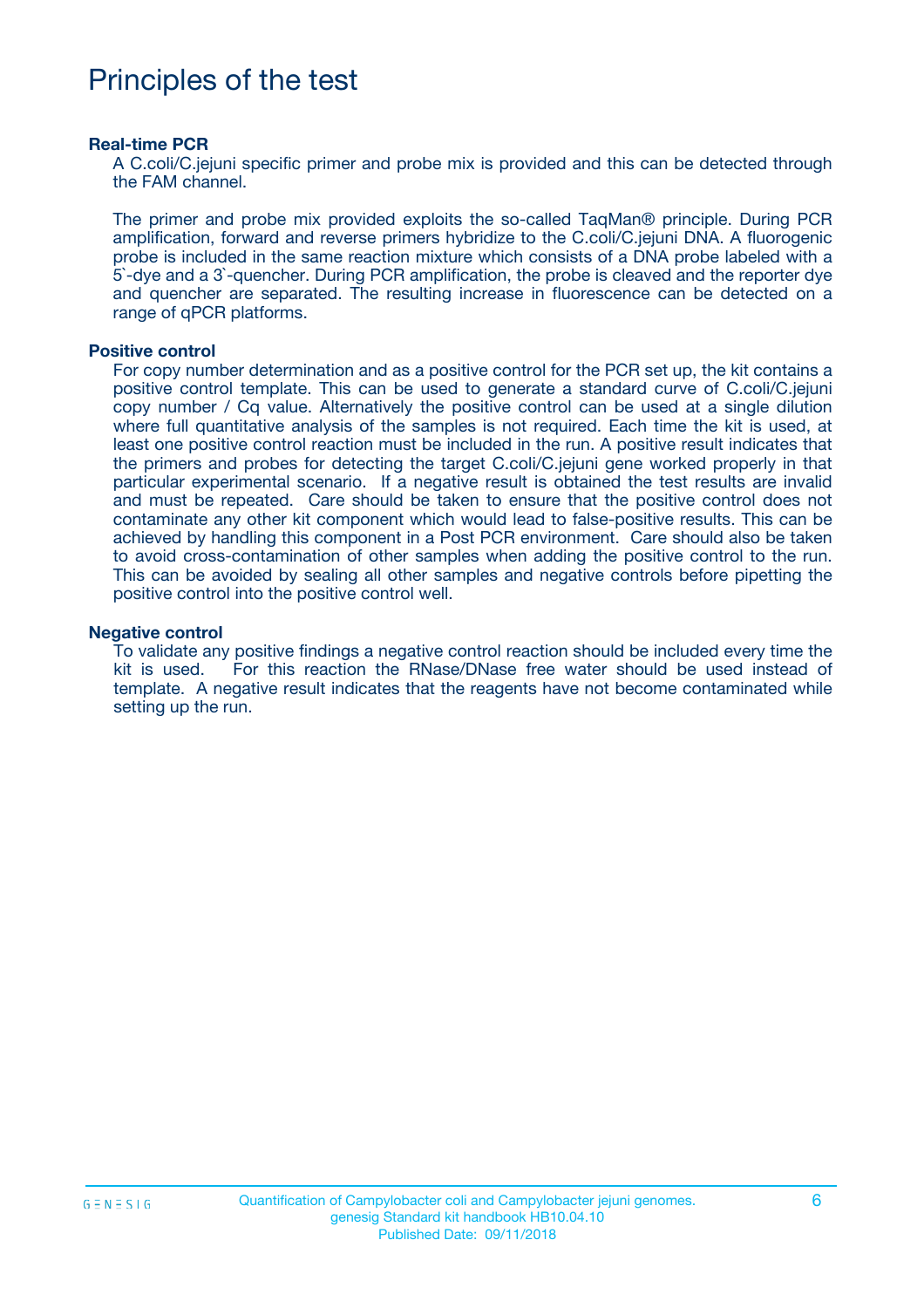# Principles of the test

### Real-time PCR

A C.coli/C.jejuni specific primer and probe mix is provided and this can be detected through the FAM channel.

The primer and probe mix provided exploits the so-called TaqMan® principle. During PCR amplification, forward and reverse primers hybridize to the C.coli/C.jejuni DNA. A fluorogenic probe is included in the same reaction mixture which consists of a DNA probe labeled with a 5`-dye and a 3`-quencher. During PCR amplification, the probe is cleaved and the reporter dye and quencher are separated. The resulting increase in fluorescence can be detected on a range of qPCR platforms.

### Positive control

For copy number determination and as a positive control for the PCR set up, the kit contains a positive control template. This can be used to generate a standard curve of C.coli/C.jejuni copy number / Cq value. Alternatively the positive control can be used at a single dilution where full quantitative analysis of the samples is not required. Each time the kit is used, at least one positive control reaction must be included in the run. A positive result indicates that the primers and probes for detecting the target C.coli/C.jejuni gene worked properly in that particular experimental scenario. If a negative result is obtained the test results are invalid and must be repeated. Care should be taken to ensure that the positive control does not contaminate any other kit component which would lead to false-positive results. This can be achieved by handling this component in a Post PCR environment. Care should also be taken to avoid cross-contamination of other samples when adding the positive control to the run. This can be avoided by sealing all other samples and negative controls before pipetting the positive control into the positive control well.

### Negative control

To validate any positive findings a negative control reaction should be included every time the kit is used. For this reaction the RNase/DNase free water should be used instead of template. A negative result indicates that the reagents have not become contaminated while setting up the run.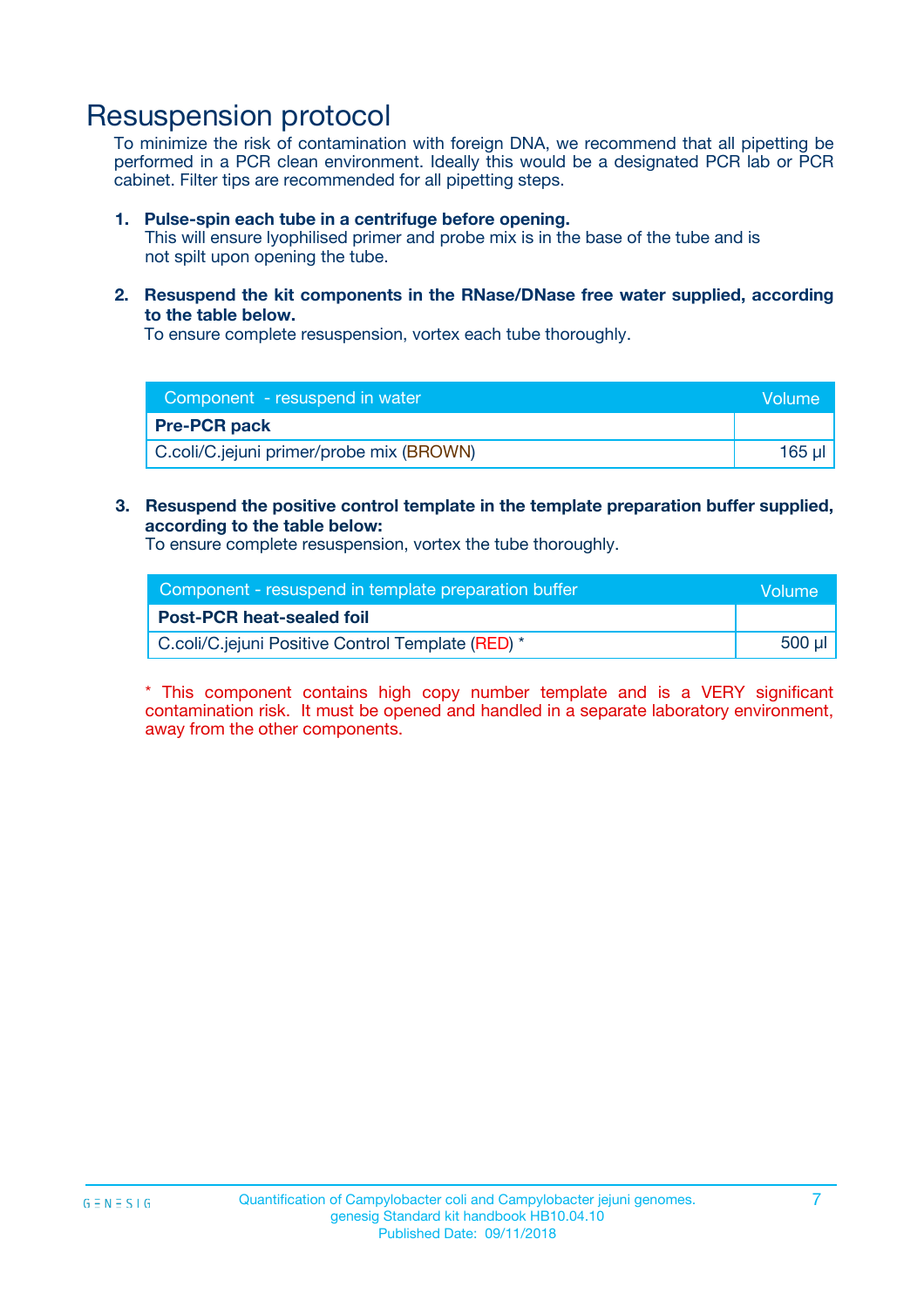# Resuspension protocol

To minimize the risk of contamination with foreign DNA, we recommend that all pipetting be performed in a PCR clean environment. Ideally this would be a designated PCR lab or PCR cabinet. Filter tips are recommended for all pipetting steps.

1. **Pulse-spin each tube in a centrifuge before opening.**
   This will ensure lyophilised primer and probe mix is in the base of the tube and is not spilt upon opening the tube.

2. **Resuspend the kit components in the RNase/DNase free water supplied, according to the table below.**
   To ensure complete resuspension, vortex each tube thoroughly.

| Component - resuspend in water | Volume |
|---|---|
| **Pre-PCR pack** | |
| C.coli/C.jejuni primer/probe mix (BROWN) | 165 µl |

3. **Resuspend the positive control template in the template preparation buffer supplied, according to the table below:**
   To ensure complete resuspension, vortex the tube thoroughly.

| Component - resuspend in template preparation buffer | Volume |
|---|---|
| **Post-PCR heat-sealed foil** | |
| C.coli/C.jejuni Positive Control Template (RED) * | 500 µl |

* This component contains high copy number template and is a VERY significant contamination risk. It must be opened and handled in a separate laboratory environment, away from the other components.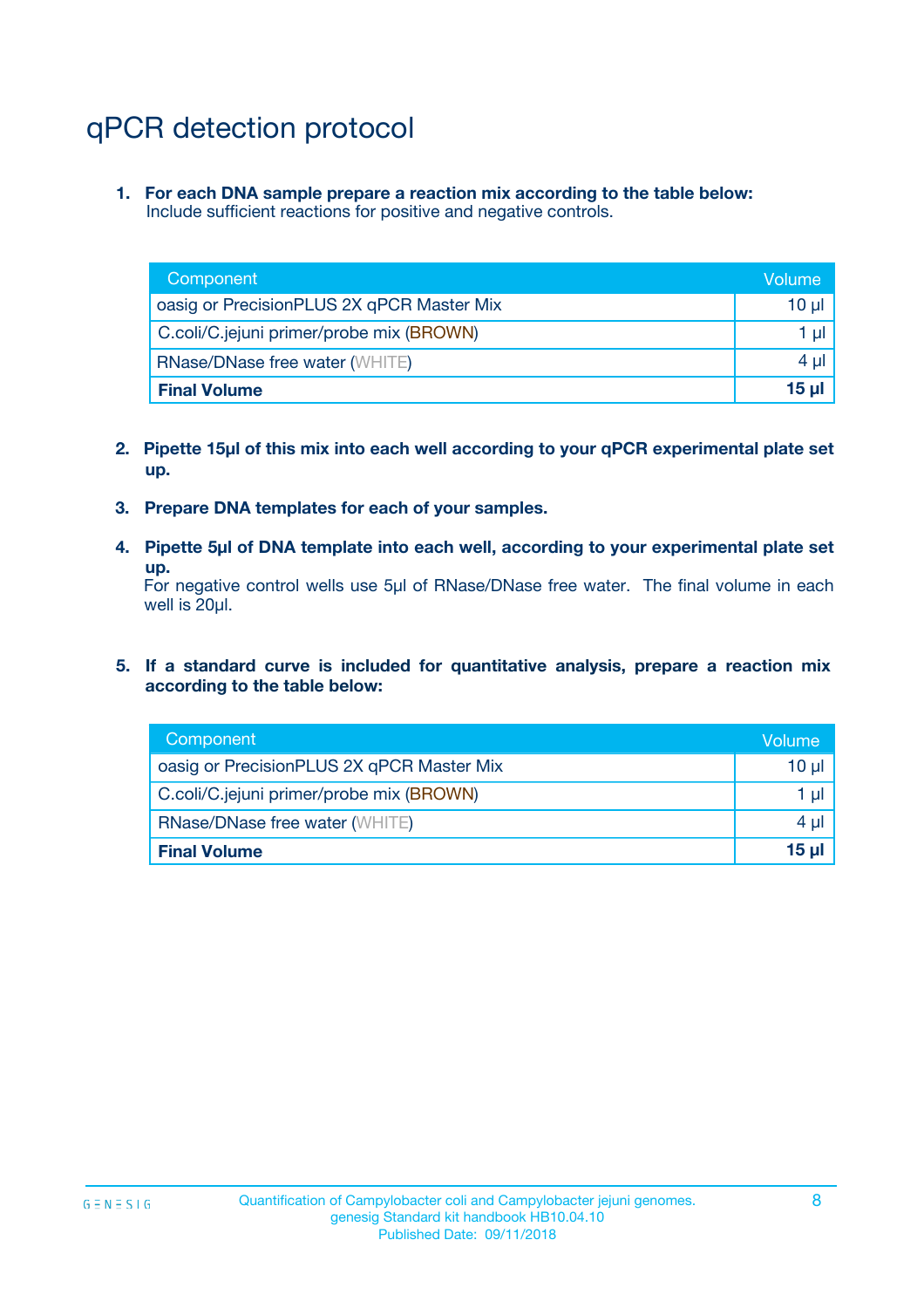# qPCR detection protocol

1. **For each DNA sample prepare a reaction mix according to the table below:**
   Include sufficient reactions for positive and negative controls.

| Component | Volume |
|---|---|
| oasig or PrecisionPLUS 2X qPCR Master Mix | 10 µl |
| C.coli/C.jejuni primer/probe mix (BROWN) | 1 µl |
| RNase/DNase free water (WHITE) | 4 µl |
| **Final Volume** | **15 µl** |

2. **Pipette 15µl of this mix into each well according to your qPCR experimental plate set up.**

3. **Prepare DNA templates for each of your samples.**

4. **Pipette 5µl of DNA template into each well, according to your experimental plate set up.**
   For negative control wells use 5µl of RNase/DNase free water. The final volume in each well is 20µl.

5. **If a standard curve is included for quantitative analysis, prepare a reaction mix according to the table below:**

| Component | Volume |
|---|---|
| oasig or PrecisionPLUS 2X qPCR Master Mix | 10 µl |
| C.coli/C.jejuni primer/probe mix (BROWN) | 1 µl |
| RNase/DNase free water (WHITE) | 4 µl |
| **Final Volume** | **15 µl** |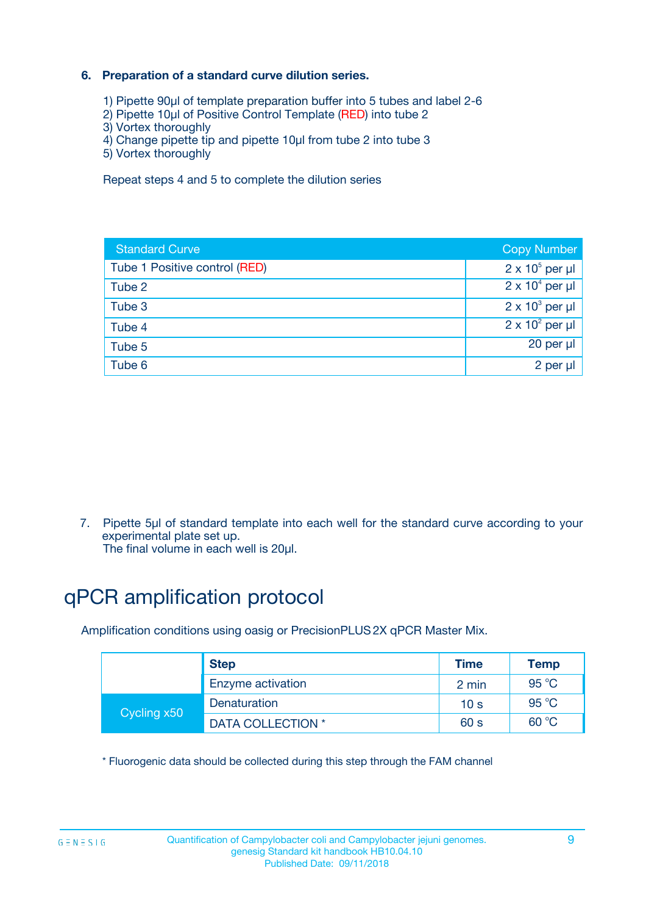### 6. Preparation of a standard curve dilution series.

1) Pipette 90µl of template preparation buffer into 5 tubes and label 2-6
2) Pipette 10µl of Positive Control Template (RED) into tube 2
3) Vortex thoroughly
4) Change pipette tip and pipette 10µl from tube 2 into tube 3
5) Vortex thoroughly

Repeat steps 4 and 5 to complete the dilution series

| Standard Curve | Copy Number |
|---|---|
| Tube 1 Positive control (RED) | $2 \times 10^5$ per µl |
| Tube 2 | $2 \times 10^4$ per µl |
| Tube 3 | $2 \times 10^3$ per µl |
| Tube 4 | $2 \times 10^2$ per µl |
| Tube 5 | 20 per µl |
| Tube 6 | 2 per µl |

7. Pipette 5µl of standard template into each well for the standard curve according to your experimental plate set up.
   The final volume in each well is 20µl.

# qPCR amplification protocol

Amplification conditions using oasig or PrecisionPLUS 2X qPCR Master Mix.

| | Step | Time | Temp |
|---|---|---|---|
| | Enzyme activation | 2 min | 95 °C |
| Cycling x50 | Denaturation | 10 s | 95 °C |
| | DATA COLLECTION * | 60 s | 60 °C |

* Fluorogenic data should be collected during this step through the FAM channel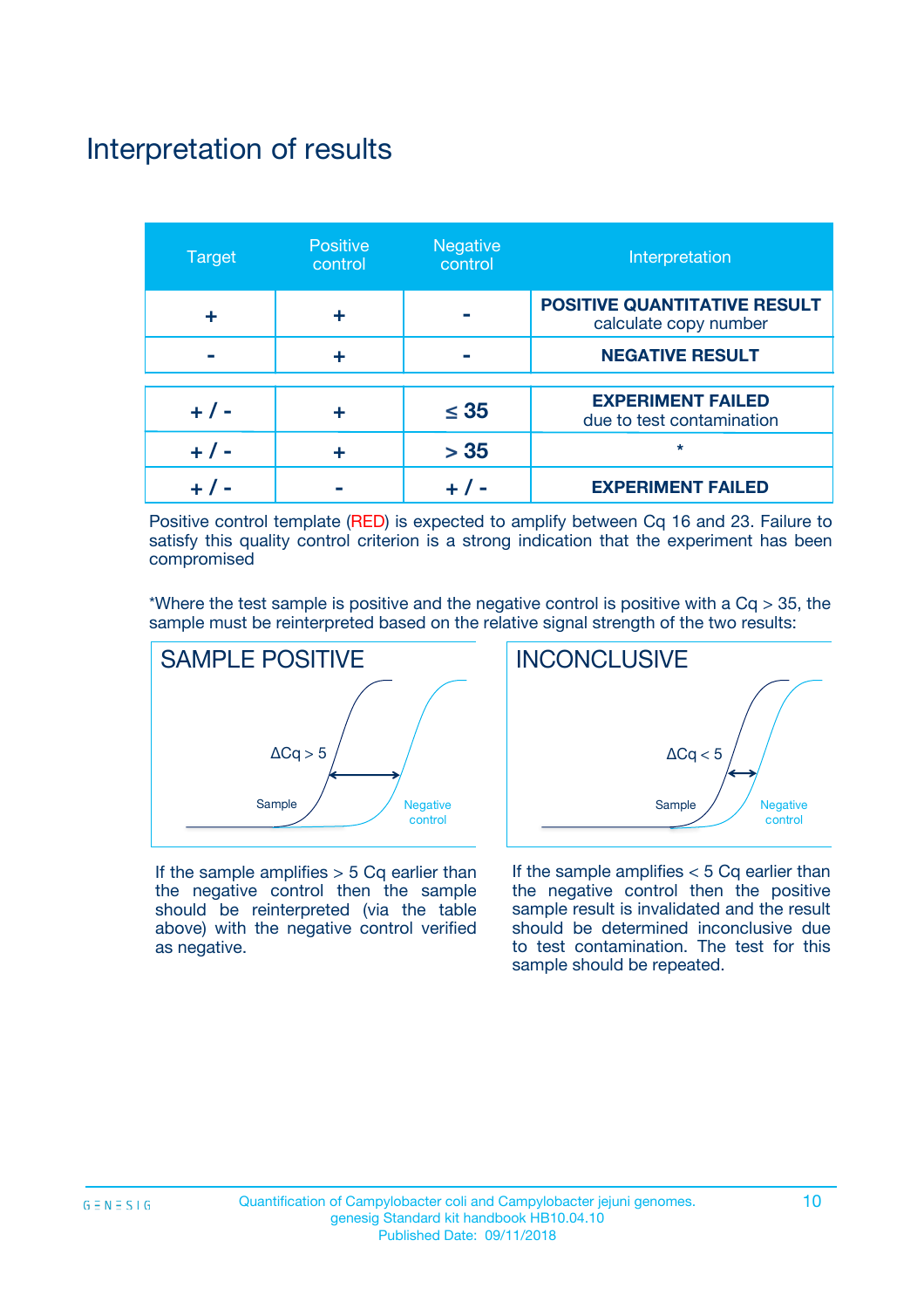# Interpretation of results

| Target | Positive control | Negative control | Interpretation |
|---|---|---|---|
| + | + | - | **POSITIVE QUANTITATIVE RESULT** calculate copy number |
| - | + | - | **NEGATIVE RESULT** |
| + / - | + | ≤ 35 | **EXPERIMENT FAILED** due to test contamination |
| + / - | + | > 35 | * |
| + / - | - | + / - | **EXPERIMENT FAILED** |

Positive control template (RED) is expected to amplify between Cq 16 and 23. Failure to satisfy this quality control criterion is a strong indication that the experiment has been compromised

*Where the test sample is positive and the negative control is positive with a Cq > 35, the sample must be reinterpreted based on the relative signal strength of the two results:

SAMPLE POSITIVE

ΔCq > 5

Sample

Negative control

If the sample amplifies > 5 Cq earlier than the negative control then the sample should be reinterpreted (via the table above) with the negative control verified as negative.

INCONCLUSIVE

ΔCq < 5

Sample

Negative control

If the sample amplifies < 5 Cq earlier than the negative control then the positive sample result is invalidated and the result should be determined inconclusive due to test contamination. The test for this sample should be repeated.